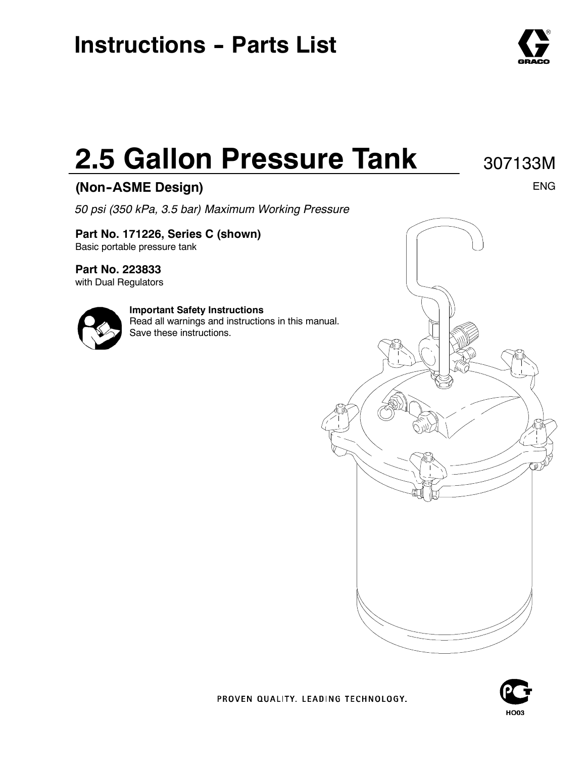# Instructions - Parts List

# 2.5 Gallon Pressure Tank

307133M

ENG

## (Non-ASME Design)

*50 psi (350 kPa, 3.5 bar) Maximum Working Pressure*

**Part No. 171226, Series C (shown)**
Basic portable pressure tank

**Part No. 223833**
with Dual Regulators

**Important Safety Instructions**
Read all warnings and instructions in this manual.
Save these instructions.

PROVEN QUALITY. LEADING TECHNOLOGY.

HO03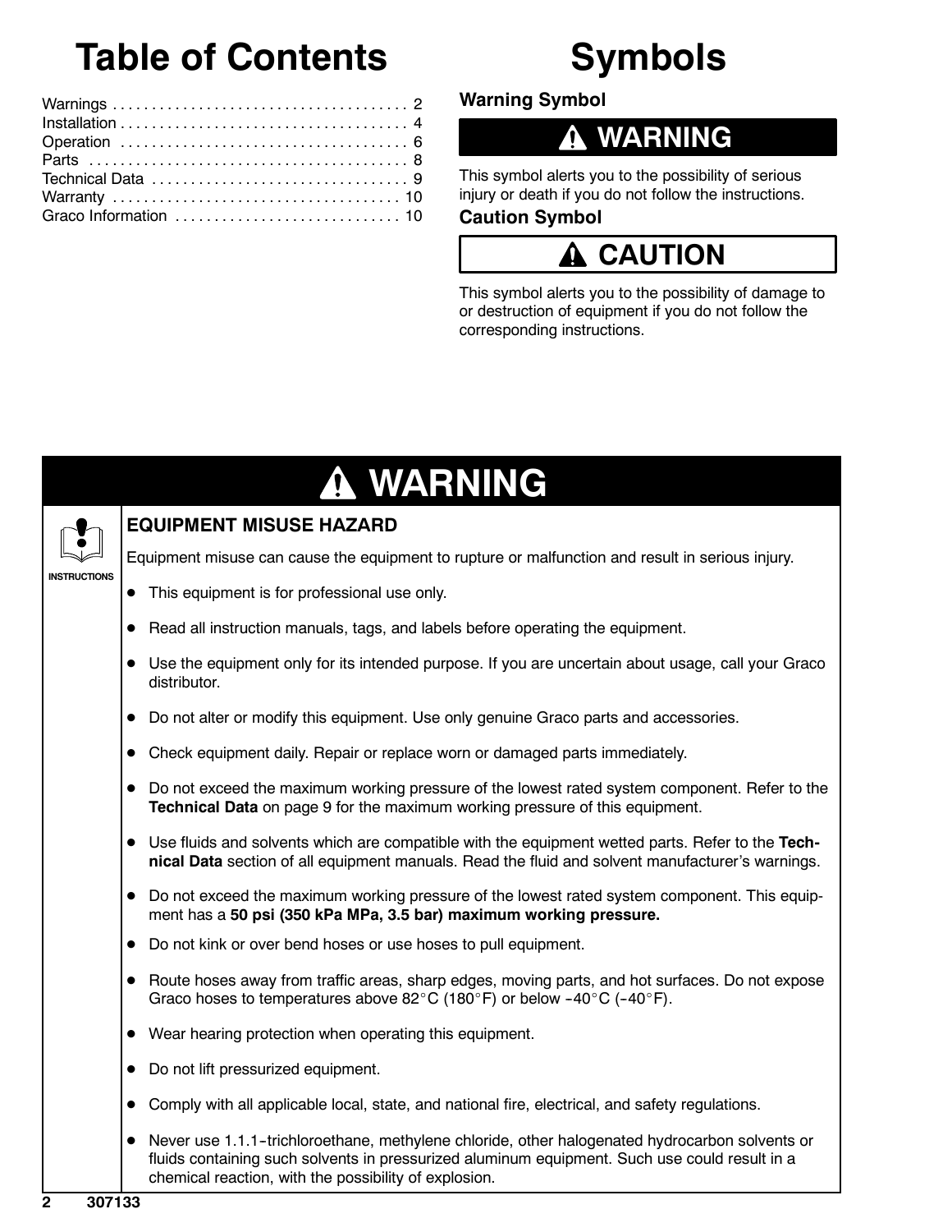# Table of Contents

Warnings . . . . . . . . . . . . . . . . . . . . . . . . . . . . . . . . . . . . . 2
Installation . . . . . . . . . . . . . . . . . . . . . . . . . . . . . . . . . . . . 4
Operation . . . . . . . . . . . . . . . . . . . . . . . . . . . . . . . . . . . . 6
Parts . . . . . . . . . . . . . . . . . . . . . . . . . . . . . . . . . . . . . . . . 8
Technical Data . . . . . . . . . . . . . . . . . . . . . . . . . . . . . . . . 9
Warranty . . . . . . . . . . . . . . . . . . . . . . . . . . . . . . . . . . . . 10
Graco Information . . . . . . . . . . . . . . . . . . . . . . . . . . . . 10

# Symbols

### Warning Symbol

**⚠ WARNING**

This symbol alerts you to the possibility of serious injury or death if you do not follow the instructions.

### Caution Symbol

**⚠ CAUTION**

This symbol alerts you to the possibility of damage to or destruction of equipment if you do not follow the corresponding instructions.

## ⚠ WARNING

INSTRUCTIONS

### EQUIPMENT MISUSE HAZARD

Equipment misuse can cause the equipment to rupture or malfunction and result in serious injury.

- This equipment is for professional use only.
- Read all instruction manuals, tags, and labels before operating the equipment.
- Use the equipment only for its intended purpose. If you are uncertain about usage, call your Graco distributor.
- Do not alter or modify this equipment. Use only genuine Graco parts and accessories.
- Check equipment daily. Repair or replace worn or damaged parts immediately.
- Do not exceed the maximum working pressure of the lowest rated system component. Refer to the **Technical Data** on page 9 for the maximum working pressure of this equipment.
- Use fluids and solvents which are compatible with the equipment wetted parts. Refer to the **Technical Data** section of all equipment manuals. Read the fluid and solvent manufacturer's warnings.
- Do not exceed the maximum working pressure of the lowest rated system component. This equipment has a **50 psi (350 kPa MPa, 3.5 bar) maximum working pressure.**
- Do not kink or over bend hoses or use hoses to pull equipment.
- Route hoses away from traffic areas, sharp edges, moving parts, and hot surfaces. Do not expose Graco hoses to temperatures above 82°C (180°F) or below -40°C (-40°F).
- Wear hearing protection when operating this equipment.
- Do not lift pressurized equipment.
- Comply with all applicable local, state, and national fire, electrical, and safety regulations.
- Never use 1.1.1-trichloroethane, methylene chloride, other halogenated hydrocarbon solvents or fluids containing such solvents in pressurized aluminum equipment. Such use could result in a chemical reaction, with the possibility of explosion.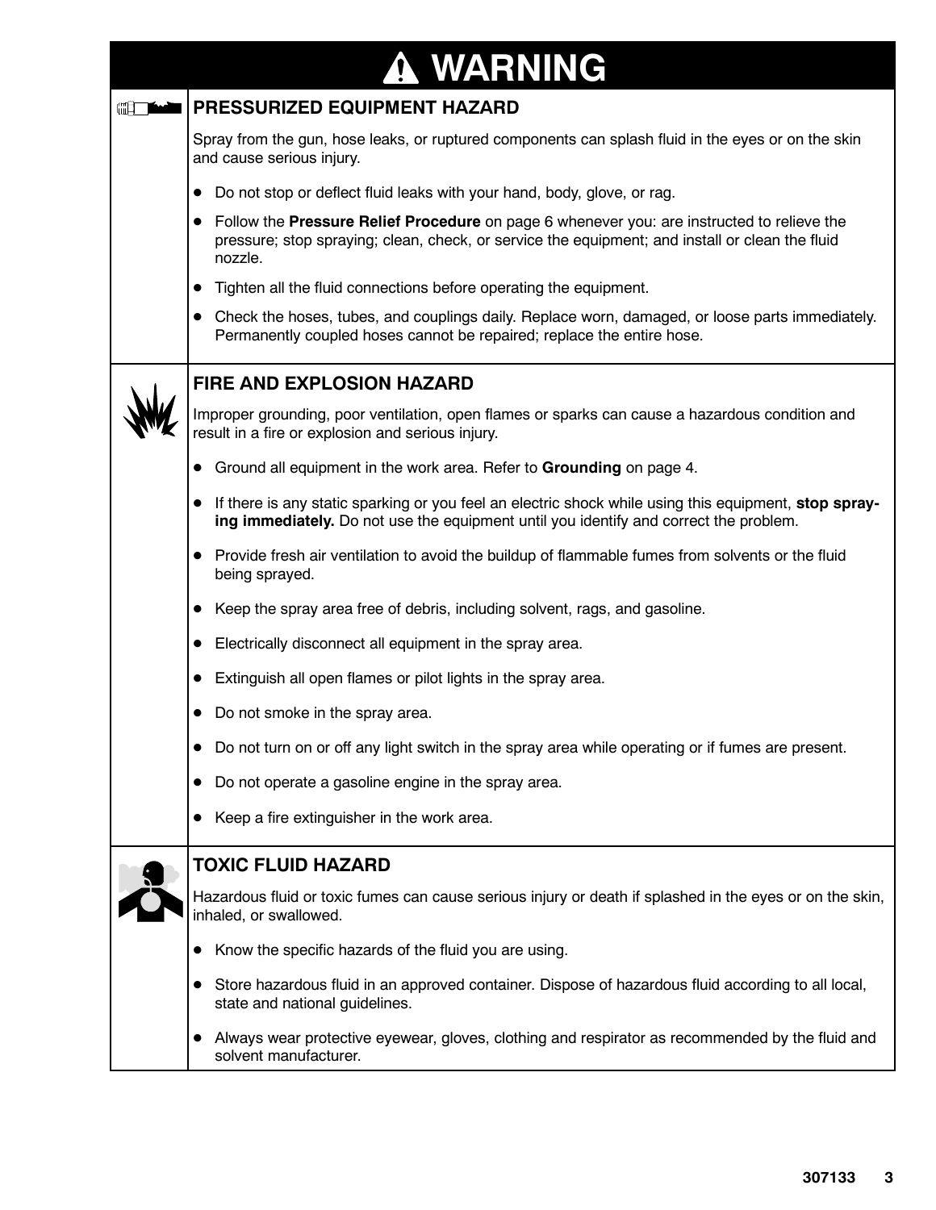# ⚠ WARNING

## PRESSURIZED EQUIPMENT HAZARD

Spray from the gun, hose leaks, or ruptured components can splash fluid in the eyes or on the skin and cause serious injury.

- Do not stop or deflect fluid leaks with your hand, body, glove, or rag.
- Follow the **Pressure Relief Procedure** on page 6 whenever you: are instructed to relieve the pressure; stop spraying; clean, check, or service the equipment; and install or clean the fluid nozzle.
- Tighten all the fluid connections before operating the equipment.
- Check the hoses, tubes, and couplings daily. Replace worn, damaged, or loose parts immediately. Permanently coupled hoses cannot be repaired; replace the entire hose.

## FIRE AND EXPLOSION HAZARD

Improper grounding, poor ventilation, open flames or sparks can cause a hazardous condition and result in a fire or explosion and serious injury.

- Ground all equipment in the work area. Refer to **Grounding** on page 4.
- If there is any static sparking or you feel an electric shock while using this equipment, **stop spraying immediately.** Do not use the equipment until you identify and correct the problem.
- Provide fresh air ventilation to avoid the buildup of flammable fumes from solvents or the fluid being sprayed.
- Keep the spray area free of debris, including solvent, rags, and gasoline.
- Electrically disconnect all equipment in the spray area.
- Extinguish all open flames or pilot lights in the spray area.
- Do not smoke in the spray area.
- Do not turn on or off any light switch in the spray area while operating or if fumes are present.
- Do not operate a gasoline engine in the spray area.
- Keep a fire extinguisher in the work area.

## TOXIC FLUID HAZARD

Hazardous fluid or toxic fumes can cause serious injury or death if splashed in the eyes or on the skin, inhaled, or swallowed.

- Know the specific hazards of the fluid you are using.
- Store hazardous fluid in an approved container. Dispose of hazardous fluid according to all local, state and national guidelines.
- Always wear protective eyewear, gloves, clothing and respirator as recommended by the fluid and solvent manufacturer.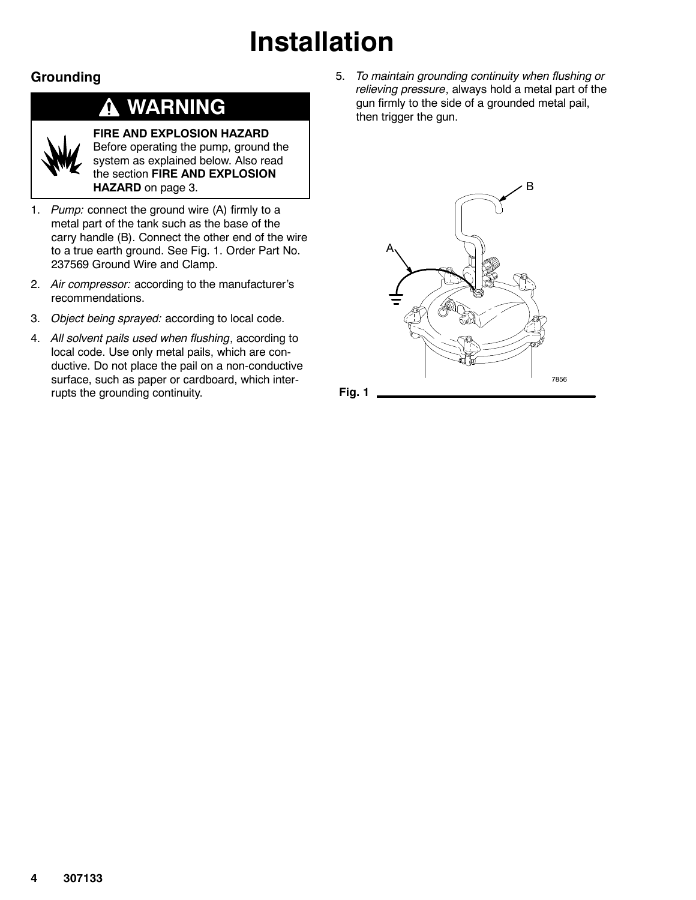# Installation

## Grounding

**WARNING**

**FIRE AND EXPLOSION HAZARD**
Before operating the pump, ground the system as explained below. Also read the section **FIRE AND EXPLOSION HAZARD** on page 3.

1. *Pump:* connect the ground wire (A) firmly to a metal part of the tank such as the base of the carry handle (B). Connect the other end of the wire to a true earth ground. See Fig. 1. Order Part No. 237569 Ground Wire and Clamp.
2. *Air compressor:* according to the manufacturer's recommendations.
3. *Object being sprayed:* according to local code.
4. *All solvent pails used when flushing*, according to local code. Use only metal pails, which are conductive. Do not place the pail on a non-conductive surface, such as paper or cardboard, which interrupts the grounding continuity.
5. *To maintain grounding continuity when flushing or relieving pressure*, always hold a metal part of the gun firmly to the side of a grounded metal pail, then trigger the gun.

**Fig. 1**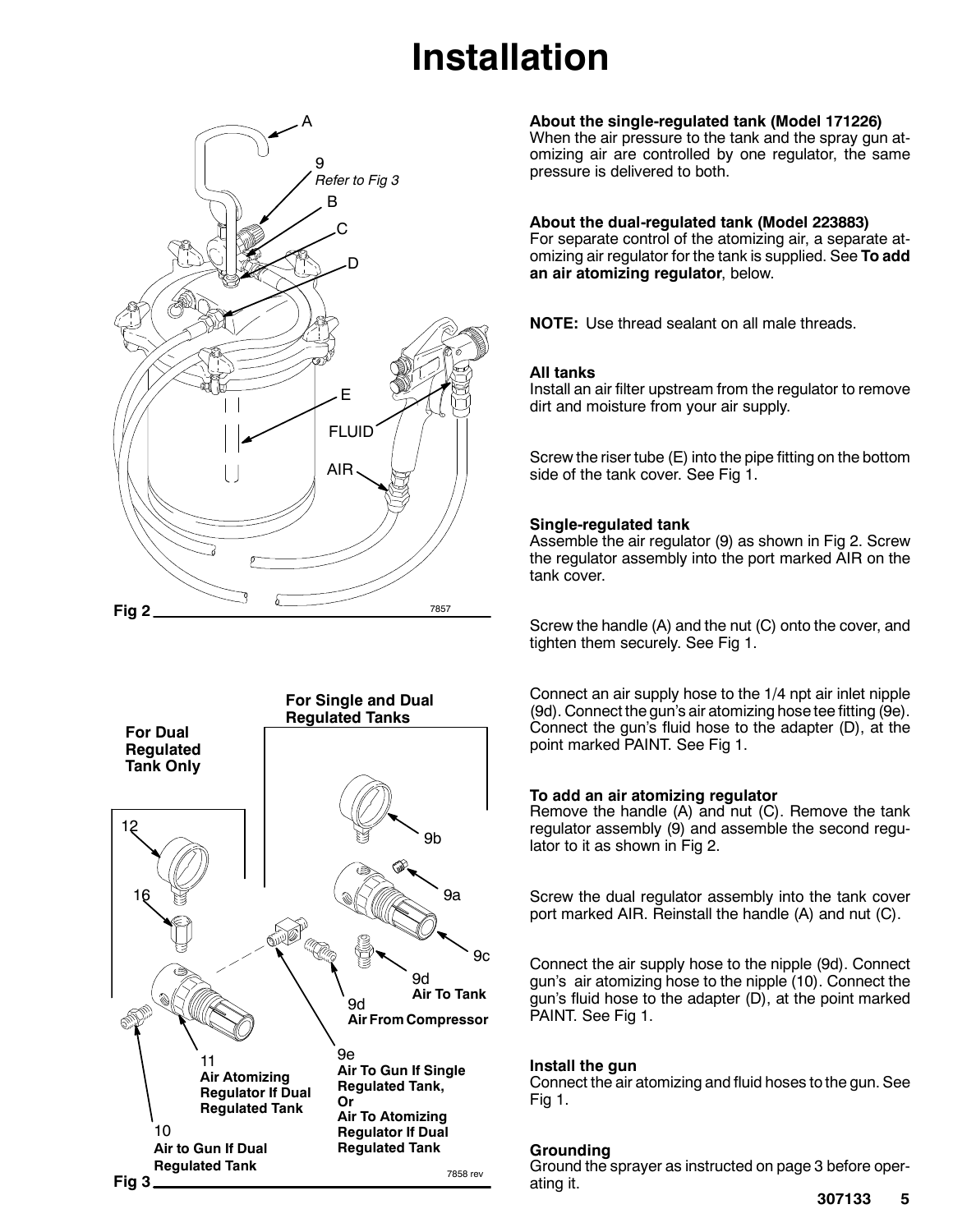# Installation

Fig 2

Fig 3

**About the single-regulated tank (Model 171226)**
When the air pressure to the tank and the spray gun atomizing air are controlled by one regulator, the same pressure is delivered to both.

**About the dual-regulated tank (Model 223883)**
For separate control of the atomizing air, a separate atomizing air regulator for the tank is supplied. See **To add an air atomizing regulator**, below.

**NOTE:** Use thread sealant on all male threads.

**All tanks**
Install an air filter upstream from the regulator to remove dirt and moisture from your air supply.

Screw the riser tube (E) into the pipe fitting on the bottom side of the tank cover. See Fig 1.

**Single-regulated tank**
Assemble the air regulator (9) as shown in Fig 2. Screw the regulator assembly into the port marked AIR on the tank cover.

Screw the handle (A) and the nut (C) onto the cover, and tighten them securely. See Fig 1.

Connect an air supply hose to the 1/4 npt air inlet nipple (9d). Connect the gun's air atomizing hose tee fitting (9e). Connect the gun's fluid hose to the adapter (D), at the point marked PAINT. See Fig 1.

**To add an air atomizing regulator**
Remove the handle (A) and nut (C). Remove the tank regulator assembly (9) and assemble the second regulator to it as shown in Fig 2.

Screw the dual regulator assembly into the tank cover port marked AIR. Reinstall the handle (A) and nut (C).

Connect the air supply hose to the nipple (9d). Connect gun's air atomizing hose to the nipple (10). Connect the gun's fluid hose to the adapter (D), at the point marked PAINT. See Fig 1.

**Install the gun**
Connect the air atomizing and fluid hoses to the gun. See Fig 1.

**Grounding**
Ground the sprayer as instructed on page 3 before operating it.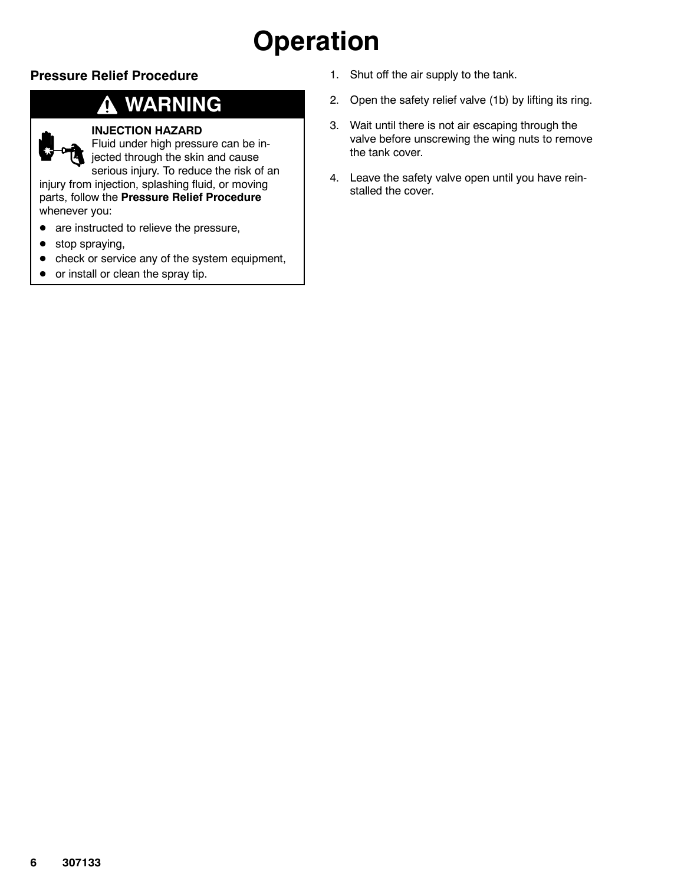# Operation

## Pressure Relief Procedure

**⚠ WARNING**

**INJECTION HAZARD**
Fluid under high pressure can be injected through the skin and cause serious injury. To reduce the risk of an injury from injection, splashing fluid, or moving parts, follow the **Pressure Relief Procedure** whenever you:

- are instructed to relieve the pressure,
- stop spraying,
- check or service any of the system equipment,
- or install or clean the spray tip.

1. Shut off the air supply to the tank.
2. Open the safety relief valve (1b) by lifting its ring.
3. Wait until there is not air escaping through the valve before unscrewing the wing nuts to remove the tank cover.
4. Leave the safety valve open until you have reinstalled the cover.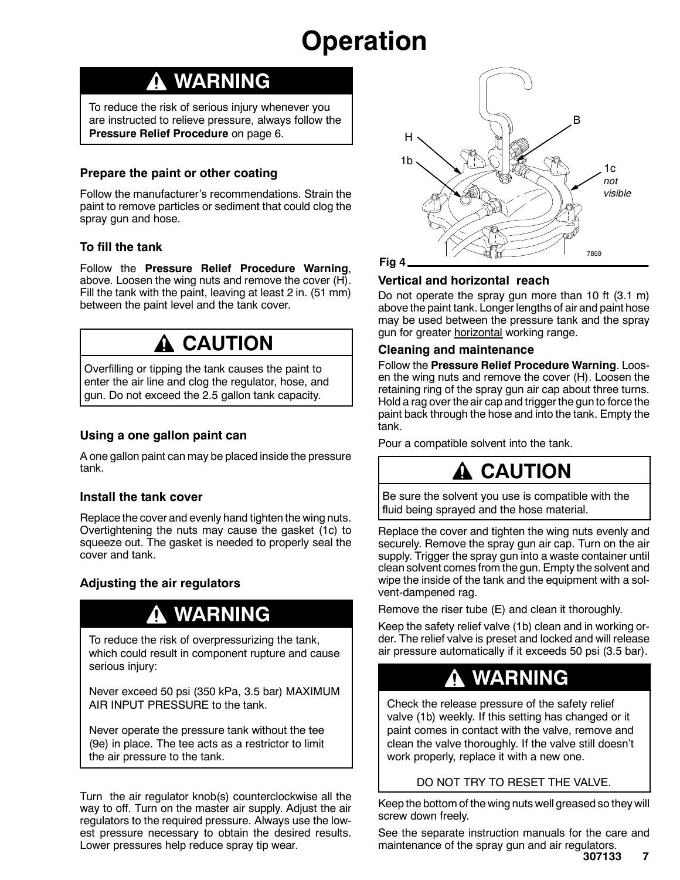# Operation

## ⚠ WARNING

To reduce the risk of serious injury whenever you are instructed to relieve pressure, always follow the **Pressure Relief Procedure** on page 6.

### Prepare the paint or other coating

Follow the manufacturer's recommendations. Strain the paint to remove particles or sediment that could clog the spray gun and hose.

### To fill the tank

Follow the **Pressure Relief Procedure Warning**, above. Loosen the wing nuts and remove the cover (H). Fill the tank with the paint, leaving at least 2 in. (51 mm) between the paint level and the tank cover.

## ⚠ CAUTION

Overfilling or tipping the tank causes the paint to enter the air line and clog the regulator, hose, and gun. Do not exceed the 2.5 gallon tank capacity.

### Using a one gallon paint can

A one gallon paint can may be placed inside the pressure tank.

### Install the tank cover

Replace the cover and evenly hand tighten the wing nuts. Overtightening the nuts may cause the gasket (1c) to squeeze out. The gasket is needed to properly seal the cover and tank.

### Adjusting the air regulators

## ⚠ WARNING

To reduce the risk of overpressurizing the tank, which could result in component rupture and cause serious injury:

Never exceed 50 psi (350 kPa, 3.5 bar) MAXIMUM AIR INPUT PRESSURE to the tank.

Never operate the pressure tank without the tee (9e) in place. The tee acts as a restrictor to limit the air pressure to the tank.

Turn the air regulator knob(s) counterclockwise all the way to off. Turn on the master air supply. Adjust the air regulators to the required pressure. Always use the lowest pressure necessary to obtain the desired results. Lower pressures help reduce spray tip wear.

H, B, 1b, 1c *not visible*, 7859

Fig 4

### Vertical and horizontal reach

Do not operate the spray gun more than 10 ft (3.1 m) above the paint tank. Longer lengths of air and paint hose may be used between the pressure tank and the spray gun for greater horizontal working range.

### Cleaning and maintenance

Follow the **Pressure Relief Procedure Warning**. Loosen the wing nuts and remove the cover (H). Loosen the retaining ring of the spray gun air cap about three turns. Hold a rag over the air cap and trigger the gun to force the paint back through the hose and into the tank. Empty the tank.

Pour a compatible solvent into the tank.

## ⚠ CAUTION

Be sure the solvent you use is compatible with the fluid being sprayed and the hose material.

Replace the cover and tighten the wing nuts evenly and securely. Remove the spray gun air cap. Turn on the air supply. Trigger the spray gun into a waste container until clean solvent comes from the gun. Empty the solvent and wipe the inside of the tank and the equipment with a solvent-dampened rag.

Remove the riser tube (E) and clean it thoroughly.

Keep the safety relief valve (1b) clean and in working order. The relief valve is preset and locked and will release air pressure automatically if it exceeds 50 psi (3.5 bar).

## ⚠ WARNING

Check the release pressure of the safety relief valve (1b) weekly. If this setting has changed or it paint comes in contact with the valve, remove and clean the valve thoroughly. If the valve still doesn't work properly, replace it with a new one.

DO NOT TRY TO RESET THE VALVE.

Keep the bottom of the wing nuts well greased so they will screw down freely.

See the separate instruction manuals for the care and maintenance of the spray gun and air regulators.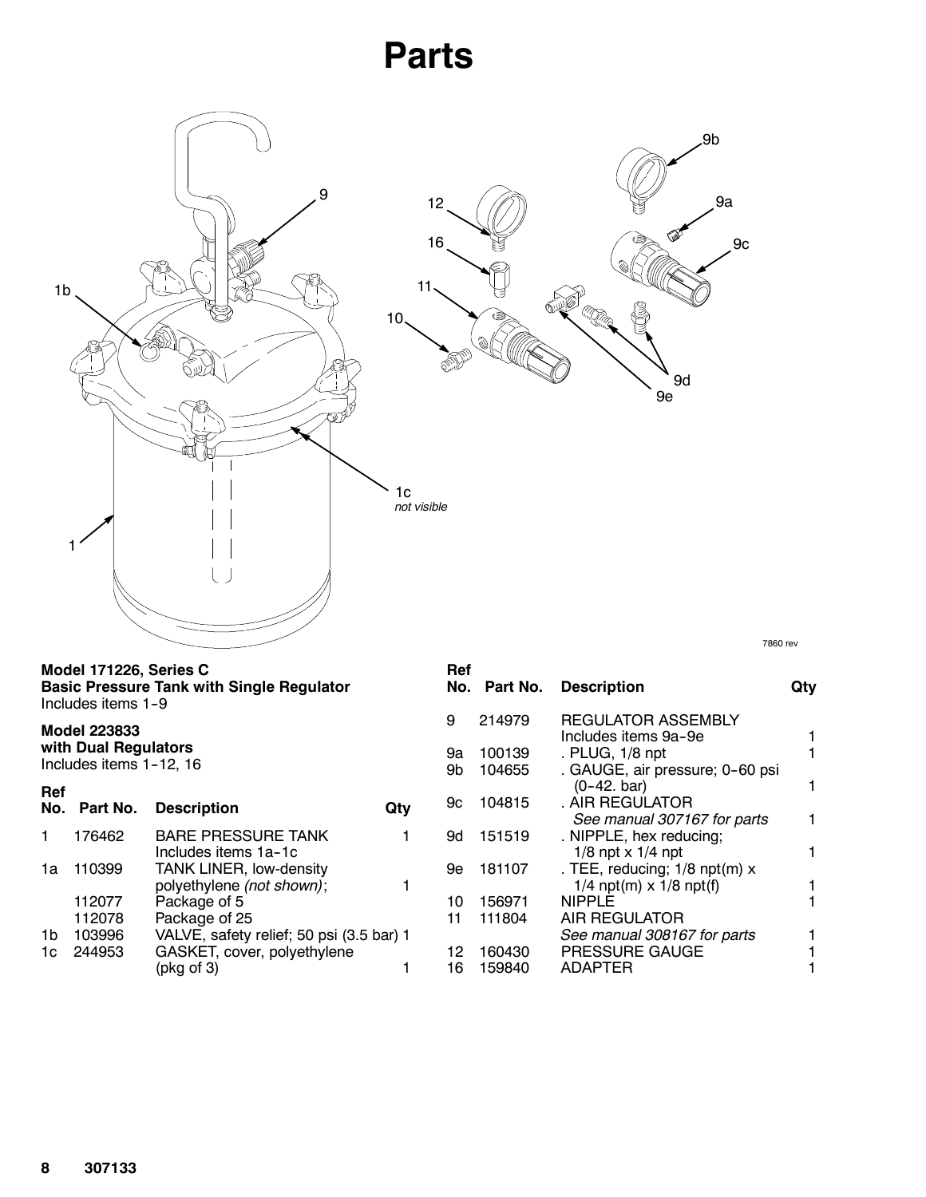# Parts

Model 171226, Series C
**Basic Pressure Tank with Single Regulator**
Includes items 1–9

**Model 223833**
**with Dual Regulators**
Includes items 1–12, 16

| Ref No. | Part No. | Description | Qty |
|---|---|---|---|
| 1 | 176462 | BARE PRESSURE TANK Includes items 1a–1c | 1 |
| 1a | 110399 | TANK LINER, low-density polyethylene *(not shown)*; | 1 |
| | 112077 | Package of 5 | |
| | 112078 | Package of 25 | |
| 1b | 103996 | VALVE, safety relief; 50 psi (3.5 bar) | 1 |
| 1c | 244953 | GASKET, cover, polyethylene (pkg of 3) | 1 |
| 9 | 214979 | REGULATOR ASSEMBLY Includes items 9a–9e | 1 |
| 9a | 100139 | . PLUG, 1/8 npt | 1 |
| 9b | 104655 | . GAUGE, air pressure; 0–60 psi (0–42. bar) | 1 |
| 9c | 104815 | . AIR REGULATOR *See manual 307167 for parts* | 1 |
| 9d | 151519 | . NIPPLE, hex reducing; 1/8 npt x 1/4 npt | 1 |
| 9e | 181107 | . TEE, reducing; 1/8 npt(m) x 1/4 npt(m) x 1/8 npt(f) | 1 |
| 10 | 156971 | NIPPLE | 1 |
| 11 | 111804 | AIR REGULATOR *See manual 308167 for parts* | 1 |
| 12 | 160430 | PRESSURE GAUGE | 1 |
| 16 | 159840 | ADAPTER | 1 |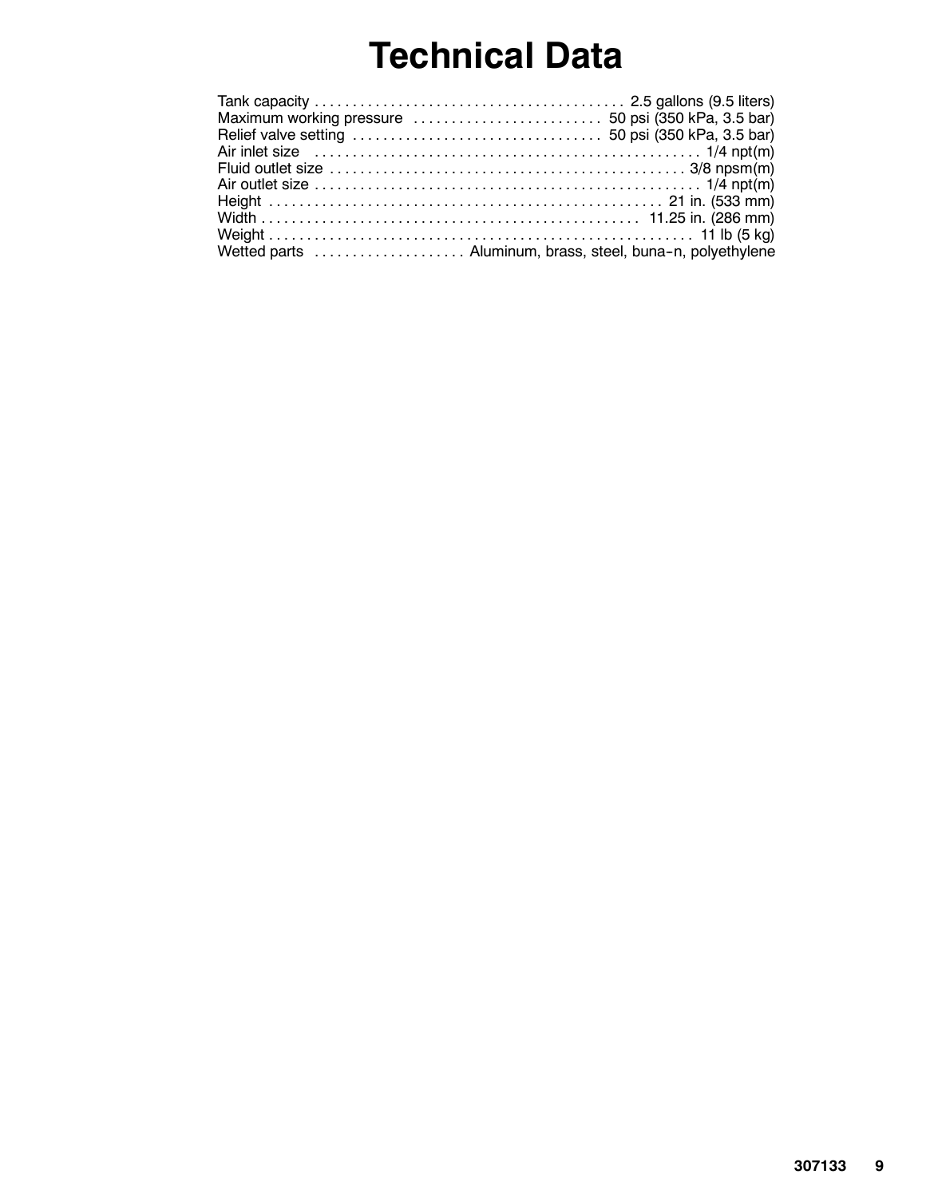# Technical Data

| | |
|---|---|
| Tank capacity | 2.5 gallons (9.5 liters) |
| Maximum working pressure | 50 psi (350 kPa, 3.5 bar) |
| Relief valve setting | 50 psi (350 kPa, 3.5 bar) |
| Air inlet size | 1/4 npt(m) |
| Fluid outlet size | 3/8 npsm(m) |
| Air outlet size | 1/4 npt(m) |
| Height | 21 in. (533 mm) |
| Width | 11.25 in. (286 mm) |
| Weight | 11 lb (5 kg) |
| Wetted parts | Aluminum, brass, steel, buna-n, polyethylene |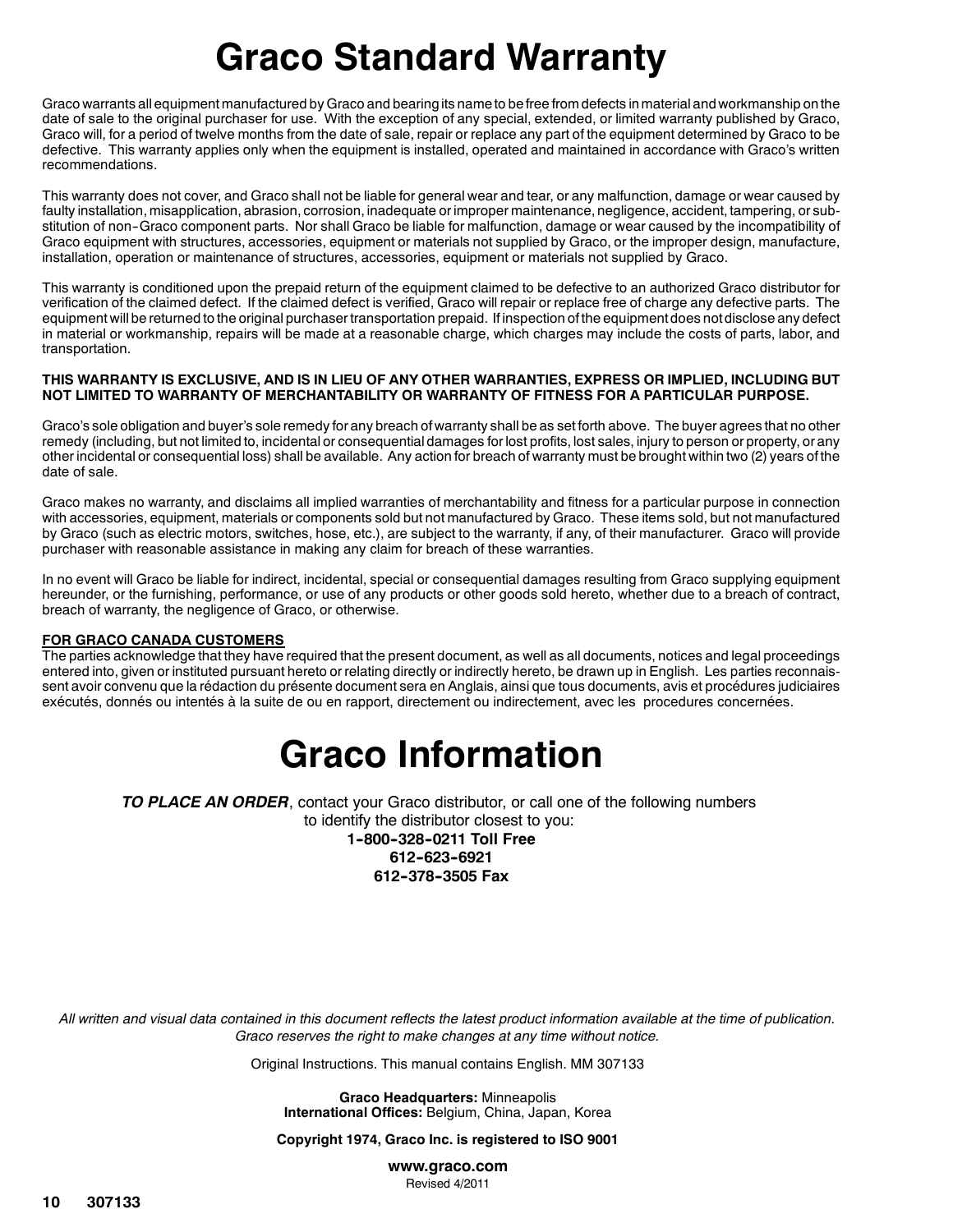# Graco Standard Warranty

Graco warrants all equipment manufactured by Graco and bearing its name to be free from defects in material and workmanship on the date of sale to the original purchaser for use. With the exception of any special, extended, or limited warranty published by Graco, Graco will, for a period of twelve months from the date of sale, repair or replace any part of the equipment determined by Graco to be defective. This warranty applies only when the equipment is installed, operated and maintained in accordance with Graco's written recommendations.

This warranty does not cover, and Graco shall not be liable for general wear and tear, or any malfunction, damage or wear caused by faulty installation, misapplication, abrasion, corrosion, inadequate or improper maintenance, negligence, accident, tampering, or substitution of non-Graco component parts. Nor shall Graco be liable for malfunction, damage or wear caused by the incompatibility of Graco equipment with structures, accessories, equipment or materials not supplied by Graco, or the improper design, manufacture, installation, operation or maintenance of structures, accessories, equipment or materials not supplied by Graco.

This warranty is conditioned upon the prepaid return of the equipment claimed to be defective to an authorized Graco distributor for verification of the claimed defect. If the claimed defect is verified, Graco will repair or replace free of charge any defective parts. The equipment will be returned to the original purchaser transportation prepaid. If inspection of the equipment does not disclose any defect in material or workmanship, repairs will be made at a reasonable charge, which charges may include the costs of parts, labor, and transportation.

**THIS WARRANTY IS EXCLUSIVE, AND IS IN LIEU OF ANY OTHER WARRANTIES, EXPRESS OR IMPLIED, INCLUDING BUT NOT LIMITED TO WARRANTY OF MERCHANTABILITY OR WARRANTY OF FITNESS FOR A PARTICULAR PURPOSE.**

Graco's sole obligation and buyer's sole remedy for any breach of warranty shall be as set forth above. The buyer agrees that no other remedy (including, but not limited to, incidental or consequential damages for lost profits, lost sales, injury to person or property, or any other incidental or consequential loss) shall be available. Any action for breach of warranty must be brought within two (2) years of the date of sale.

Graco makes no warranty, and disclaims all implied warranties of merchantability and fitness for a particular purpose in connection with accessories, equipment, materials or components sold but not manufactured by Graco. These items sold, but not manufactured by Graco (such as electric motors, switches, hose, etc.), are subject to the warranty, if any, of their manufacturer. Graco will provide purchaser with reasonable assistance in making any claim for breach of these warranties.

In no event will Graco be liable for indirect, incidental, special or consequential damages resulting from Graco supplying equipment hereunder, or the furnishing, performance, or use of any products or other goods sold hereto, whether due to a breach of contract, breach of warranty, the negligence of Graco, or otherwise.

**FOR GRACO CANADA CUSTOMERS**

The parties acknowledge that they have required that the present document, as well as all documents, notices and legal proceedings entered into, given or instituted pursuant hereto or relating directly or indirectly hereto, be drawn up in English. Les parties reconnaissent avoir convenu que la rédaction du présente document sera en Anglais, ainsi que tous documents, avis et procédures judiciaires exécutés, donnés ou intentés à la suite de ou en rapport, directement ou indirectement, avec les procedures concernées.

# Graco Information

***TO PLACE AN ORDER***, contact your Graco distributor, or call one of the following numbers to identify the distributor closest to you:

**1-800-328-0211 Toll Free**
**612-623-6921**
**612-378-3505 Fax**

*All written and visual data contained in this document reflects the latest product information available at the time of publication. Graco reserves the right to make changes at any time without notice.*

Original Instructions. This manual contains English. MM 307133

**Graco Headquarters:** Minneapolis
**International Offices:** Belgium, China, Japan, Korea

**Copyright 1974, Graco Inc. is registered to ISO 9001**

**www.graco.com**
Revised 4/2011